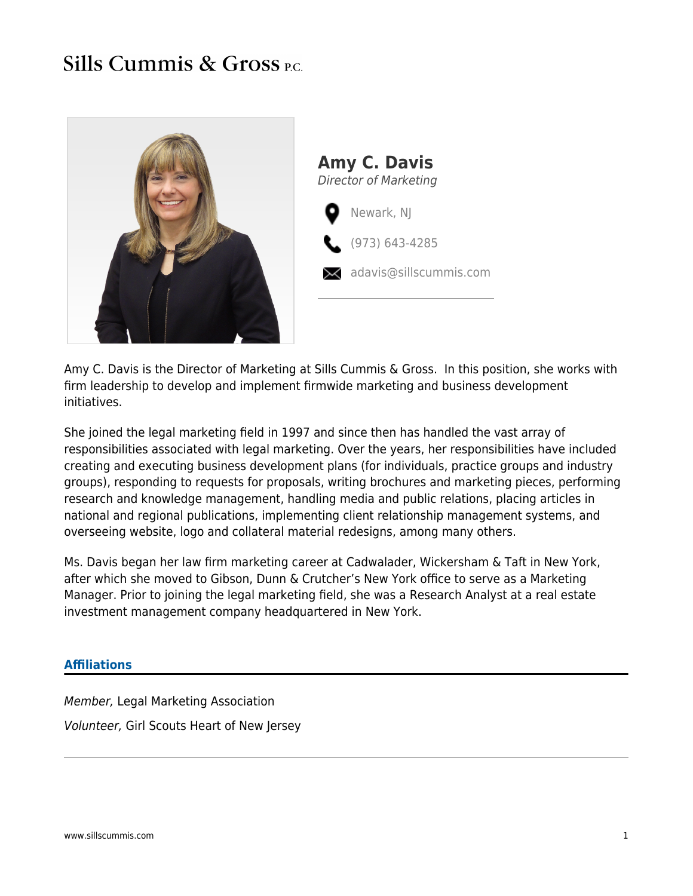# Sills Cummis & Gross P.C.

## Amy C. Davis

*Director of Marketing*

Newark, NJ

(973) 643-4285

adavis@sillscummis.com

Amy C. Davis is the Director of Marketing at Sills Cummis & Gross. In this position, she works with firm leadership to develop and implement firmwide marketing and business development initiatives.

She joined the legal marketing field in 1997 and since then has handled the vast array of responsibilities associated with legal marketing. Over the years, her responsibilities have included creating and executing business development plans (for individuals, practice groups and industry groups), responding to requests for proposals, writing brochures and marketing pieces, performing research and knowledge management, handling media and public relations, placing articles in national and regional publications, implementing client relationship management systems, and overseeing website, logo and collateral material redesigns, among many others.

Ms. Davis began her law firm marketing career at Cadwalader, Wickersham & Taft in New York, after which she moved to Gibson, Dunn & Crutcher's New York office to serve as a Marketing Manager. Prior to joining the legal marketing field, she was a Research Analyst at a real estate investment management company headquartered in New York.

### Affiliations

*Member,* Legal Marketing Association

*Volunteer,* Girl Scouts Heart of New Jersey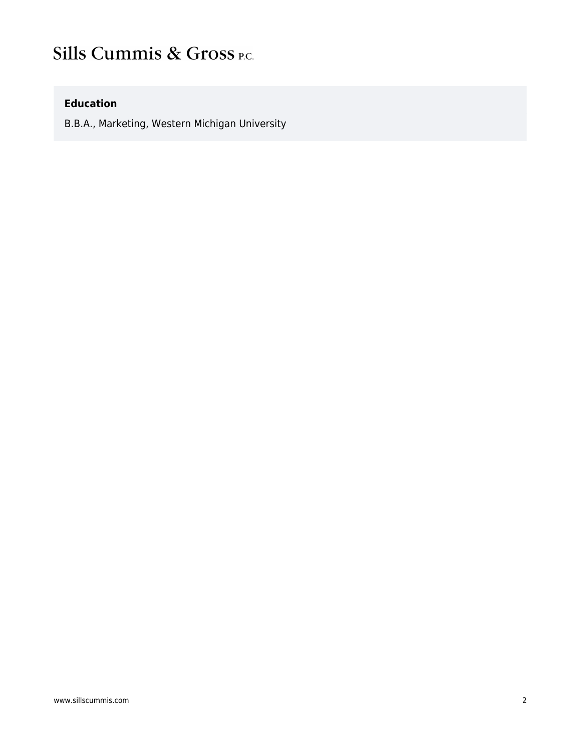**Education**

B.B.A., Marketing, Western Michigan University